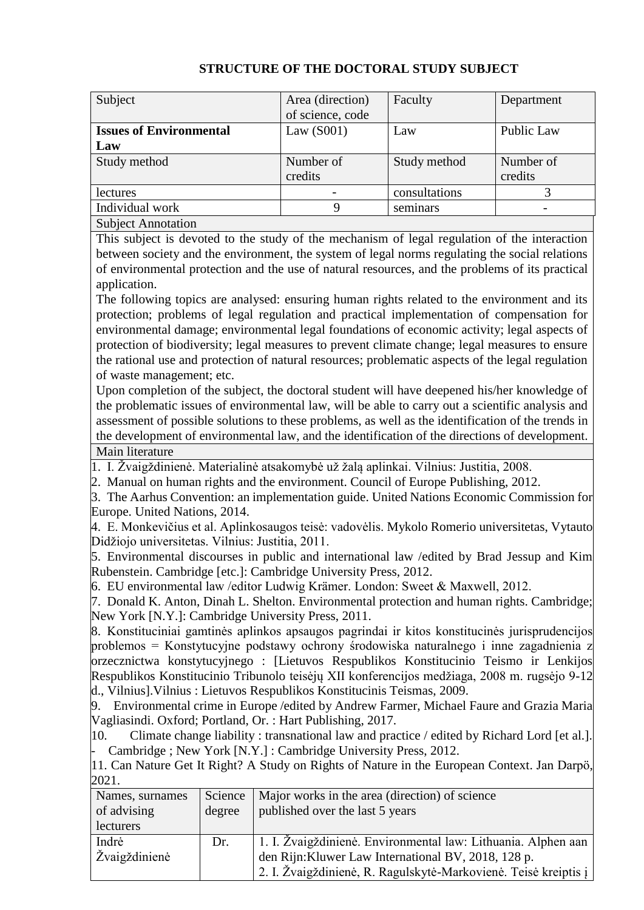# STRUCTURE OF THE DOCTORAL STUDY SUBJECT

| Subject | Area (direction) of science, code | Faculty | Department |
|---|---|---|---|
| **Issues of Environmental Law** | Law (S001) | Law | Public Law |
| Study method | Number of credits | Study method | Number of credits |
| lectures | - | consultations | 3 |
| Individual work | 9 | seminars | - |

**Subject Annotation**

This subject is devoted to the study of the mechanism of legal regulation of the interaction between society and the environment, the system of legal norms regulating the social relations of environmental protection and the use of natural resources, and the problems of its practical application.

The following topics are analysed: ensuring human rights related to the environment and its protection; problems of legal regulation and practical implementation of compensation for environmental damage; environmental legal foundations of economic activity; legal aspects of protection of biodiversity; legal measures to prevent climate change; legal measures to ensure the rational use and protection of natural resources; problematic aspects of the legal regulation of waste management; etc.

Upon completion of the subject, the doctoral student will have deepened his/her knowledge of the problematic issues of environmental law, will be able to carry out a scientific analysis and assessment of possible solutions to these problems, as well as the identification of the trends in the development of environmental law, and the identification of the directions of development.

**Main literature**

1. I. Žvaigždinienė. Materialinė atsakomybė už žalą aplinkai. Vilnius: Justitia, 2008.
2. Manual on human rights and the environment. Council of Europe Publishing, 2012.
3. The Aarhus Convention: an implementation guide. United Nations Economic Commission for Europe. United Nations, 2014.
4. E. Monkevičius et al. Aplinkosaugos teisė: vadovėlis. Mykolo Romerio universitetas, Vytauto Didžiojo universitetas. Vilnius: Justitia, 2011.
5. Environmental discourses in public and international law /edited by Brad Jessup and Kim Rubenstein. Cambridge [etc.]: Cambridge University Press, 2012.
6. EU environmental law /editor Ludwig Krämer. London: Sweet & Maxwell, 2012.
7. Donald K. Anton, Dinah L. Shelton. Environmental protection and human rights. Cambridge; New York [N.Y.]: Cambridge University Press, 2011.
8. Konstituciniai gamtinės aplinkos apsaugos pagrindai ir kitos konstitucinės jurisprudencijos problemos = Konstytucyjne podstawy ochrony środowiska naturalnego i inne zagadnienia z orzecznictwa konstytucyjnego : [Lietuvos Respublikos Konstitucinio Teismo ir Lenkijos Respublikos Konstitucinio Tribunolo teisėjų XII konferencijos medžiaga, 2008 m. rugsėjo 9-12 d., Vilnius].Vilnius : Lietuvos Respublikos Konstitucinis Teismas, 2009.
9. Environmental crime in Europe /edited by Andrew Farmer, Michael Faure and Grazia Maria Vagliasindi. Oxford; Portland, Or. : Hart Publishing, 2017.
10. Climate change liability : transnational law and practice / edited by Richard Lord [et al.]. - Cambridge ; New York [N.Y.] : Cambridge University Press, 2012.
11. Can Nature Get It Right? A Study on Rights of Nature in the European Context. Jan Darpö, 2021.

| Names, surnames of advising lecturers | Science degree | Major works in the area (direction) of science published over the last 5 years |
|---|---|---|
| Indrė Žvaigždinienė | Dr. | 1. I. Žvaigždinienė. Environmental law: Lithuania. Alphen aan den Rijn:Kluwer Law International BV, 2018, 128 p.<br>2. I. Žvaigždinienė, R. Ragulskytė-Markovienė. Teisė kreiptis į |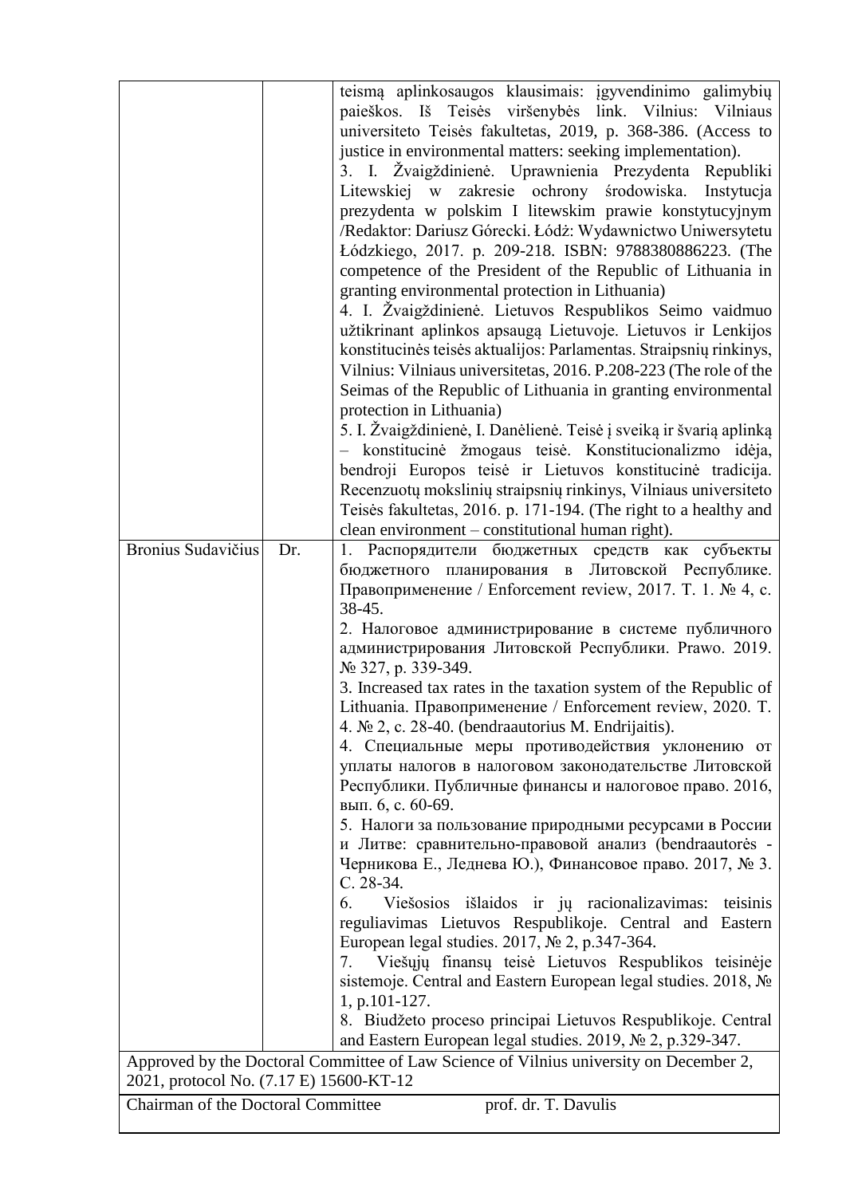| | | |
|---|---|---|
| | | teismą aplinkosaugos klausimais: įgyvendinimo galimybių paieškos. Iš Teisės viršenybės link. Vilnius: Vilniaus universiteto Teisės fakultetas, 2019, p. 368-386. (Access to justice in environmental matters: seeking implementation).<br>3. I. Žvaigždinienė. Uprawnienia Prezydenta Republiki Litewskiej w zakresie ochrony środowiska. Instytucja prezydenta w polskim I litewskim prawie konstytucyjnym /Redaktor: Dariusz Górecki. Łódż: Wydawnictwo Uniwersytetu Łódzkiego, 2017. p. 209-218. ISBN: 9788380886223. (The competence of the President of the Republic of Lithuania in granting environmental protection in Lithuania)<br>4. I. Žvaigždinienė. Lietuvos Respublikos Seimo vaidmuo užtikrinant aplinkos apsaugą Lietuvoje. Lietuvos ir Lenkijos konstitucinės teisės aktualijos: Parlamentas. Straipsnių rinkinys, Vilnius: Vilniaus universitetas, 2016. P.208-223 (The role of the Seimas of the Republic of Lithuania in granting environmental protection in Lithuania)<br>5. I. Žvaigždinienė, I. Danėlienė. Teisė į sveiką ir švarią aplinką – konstitucinė žmogaus teisė. Konstitucionalizmo idėja, bendroji Europos teisė ir Lietuvos konstitucinė tradicija. Recenzuotų mokslinių straipsnių rinkinys, Vilniaus universiteto Teisės fakultetas, 2016. p. 171-194. (The right to a healthy and clean environment – constitutional human right). |
| Bronius Sudavičius | Dr. | 1. Распорядители бюджетных средств как субъекты бюджетного планирования в Литовской Республике. Правоприменение / Enforcement review, 2017. Т. 1. № 4, с. 38-45.<br>2. Налоговое администрирование в системе публичного администрирования Литовской Республики. Prawo. 2019. № 327, p. 339-349.<br>3. Increased tax rates in the taxation system of the Republic of Lithuania. Правоприменение / Enforcement review, 2020. Т. 4. № 2, с. 28-40. (bendraautorius M. Endrijaitis).<br>4. Специальные меры противодействия уклонению от уплаты налогов в налоговом законодательстве Литовской Республики. Публичные финансы и налоговое право. 2016, вып. 6, с. 60-69.<br>5. Налоги за пользование природными ресурсами в России и Литве: сравнительно-правовой анализ (bendraautorės - Черникова Е., Леднева Ю.), Финансовое право. 2017, № 3. С. 28-34.<br>6. Viešosios išlaidos ir jų racionalizavimas: teisinis reguliavimas Lietuvos Respublikoje. Central and Eastern European legal studies. 2017, № 2, p.347-364.<br>7. Viešųjų finansų teisė Lietuvos Respublikos teisinėje sistemoje. Central and Eastern European legal studies. 2018, № 1, p.101-127.<br>8. Biudžeto proceso principai Lietuvos Respublikoje. Central and Eastern European legal studies. 2019, № 2, p.329-347. |

Approved by the Doctoral Committee of Law Science of Vilnius university on December 2, 2021, protocol No. (7.17 E) 15600-KT-12

Chairman of the Doctoral Committee prof. dr. T. Davulis